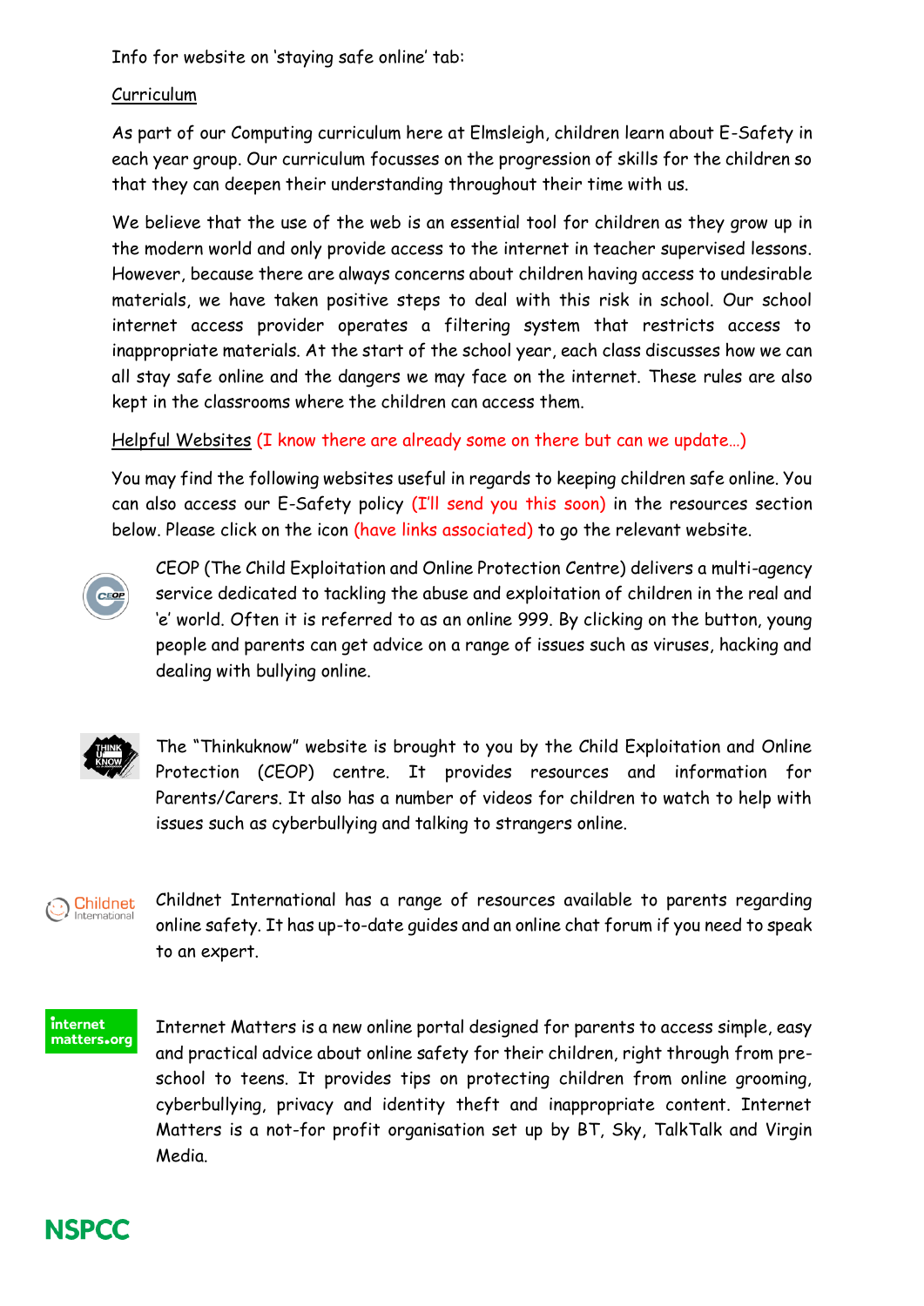Info for website on 'staying safe online' tab:

## Curriculum

As part of our Computing curriculum here at Elmsleigh, children learn about E-Safety in each year group. Our curriculum focusses on the progression of skills for the children so that they can deepen their understanding throughout their time with us.

We believe that the use of the web is an essential tool for children as they grow up in the modern world and only provide access to the internet in teacher supervised lessons. However, because there are always concerns about children having access to undesirable materials, we have taken positive steps to deal with this risk in school. Our school internet access provider operates a filtering system that restricts access to inappropriate materials. At the start of the school year, each class discusses how we can all stay safe online and the dangers we may face on the internet. These rules are also kept in the classrooms where the children can access them.

## Helpful Websites (I know there are already some on there but can we update…)

You may find the following websites useful in regards to keeping children safe online. You can also access our E-Safety policy (I'll send you this soon) in the resources section below. Please click on the icon (have links associated) to go the relevant website.

CEOP (The Child Exploitation and Online Protection Centre) delivers a multi-agency service dedicated to tackling the abuse and exploitation of children in the real and 'e' world. Often it is referred to as an online 999. By clicking on the button, young people and parents can get advice on a range of issues such as viruses, hacking and dealing with bullying online.

The "Thinkuknow" website is brought to you by the Child Exploitation and Online Protection (CEOP) centre. It provides resources and information for Parents/Carers. It also has a number of videos for children to watch to help with issues such as cyberbullying and talking to strangers online.

Childnet International has a range of resources available to parents regarding online safety. It has up-to-date guides and an online chat forum if you need to speak to an expert.

Internet Matters is a new online portal designed for parents to access simple, easy and practical advice about online safety for their children, right through from pre-school to teens. It provides tips on protecting children from online grooming, cyberbullying, privacy and identity theft and inappropriate content. Internet Matters is a not-for profit organisation set up by BT, Sky, TalkTalk and Virgin Media.

NSPCC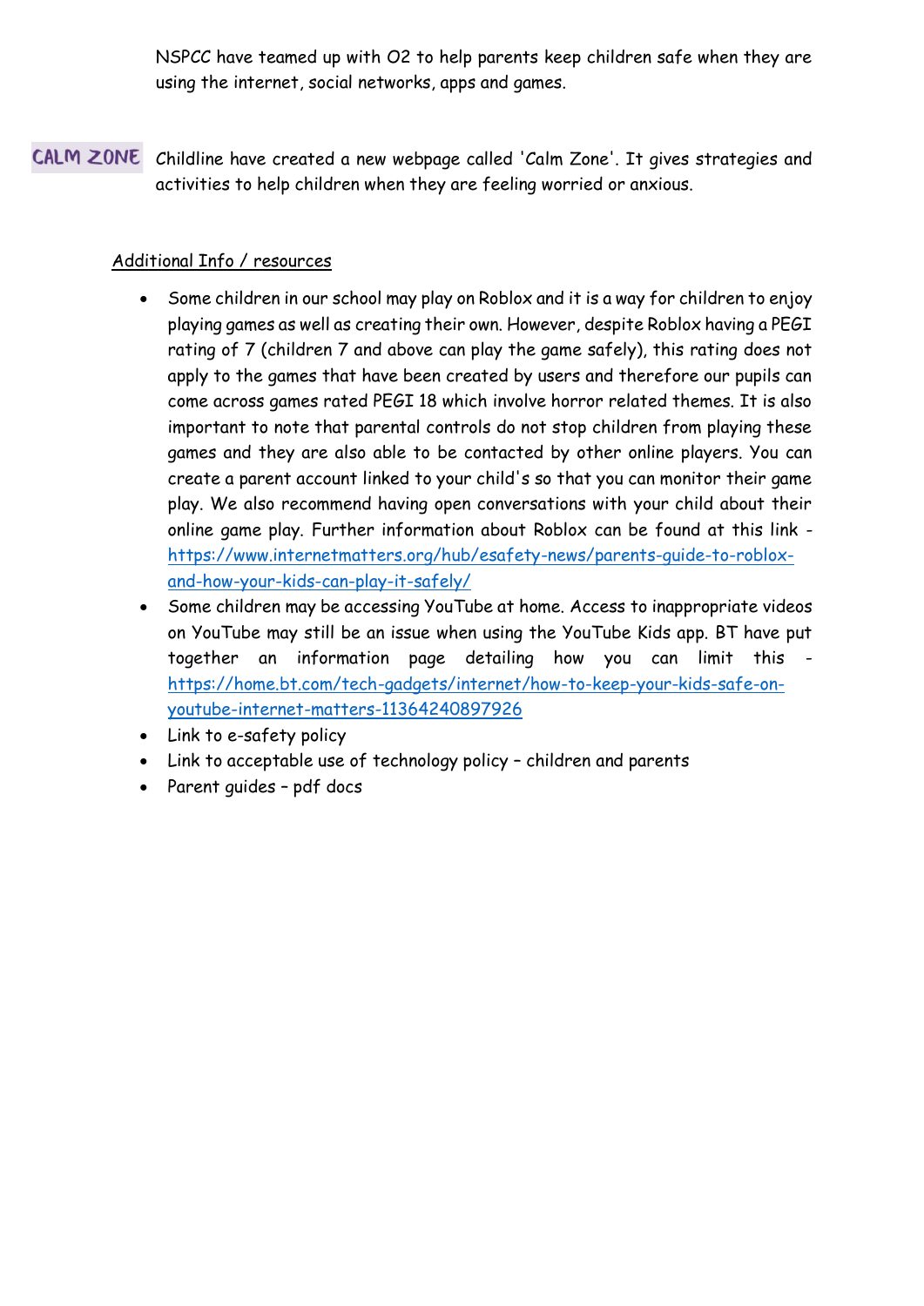NSPCC have teamed up with O2 to help parents keep children safe when they are using the internet, social networks, apps and games.

CALM ZONE Childline have created a new webpage called 'Calm Zone'. It gives strategies and activities to help children when they are feeling worried or anxious.

Additional Info / resources

- Some children in our school may play on Roblox and it is a way for children to enjoy playing games as well as creating their own. However, despite Roblox having a PEGI rating of 7 (children 7 and above can play the game safely), this rating does not apply to the games that have been created by users and therefore our pupils can come across games rated PEGI 18 which involve horror related themes. It is also important to note that parental controls do not stop children from playing these games and they are also able to be contacted by other online players. You can create a parent account linked to your child's so that you can monitor their game play. We also recommend having open conversations with your child about their online game play. Further information about Roblox can be found at this link - https://www.internetmatters.org/hub/esafety-news/parents-guide-to-roblox-and-how-your-kids-can-play-it-safely/
- Some children may be accessing YouTube at home. Access to inappropriate videos on YouTube may still be an issue when using the YouTube Kids app. BT have put together an information page detailing how you can limit this - https://home.bt.com/tech-gadgets/internet/how-to-keep-your-kids-safe-on-youtube-internet-matters-11364240897926
- Link to e-safety policy
- Link to acceptable use of technology policy – children and parents
- Parent guides – pdf docs